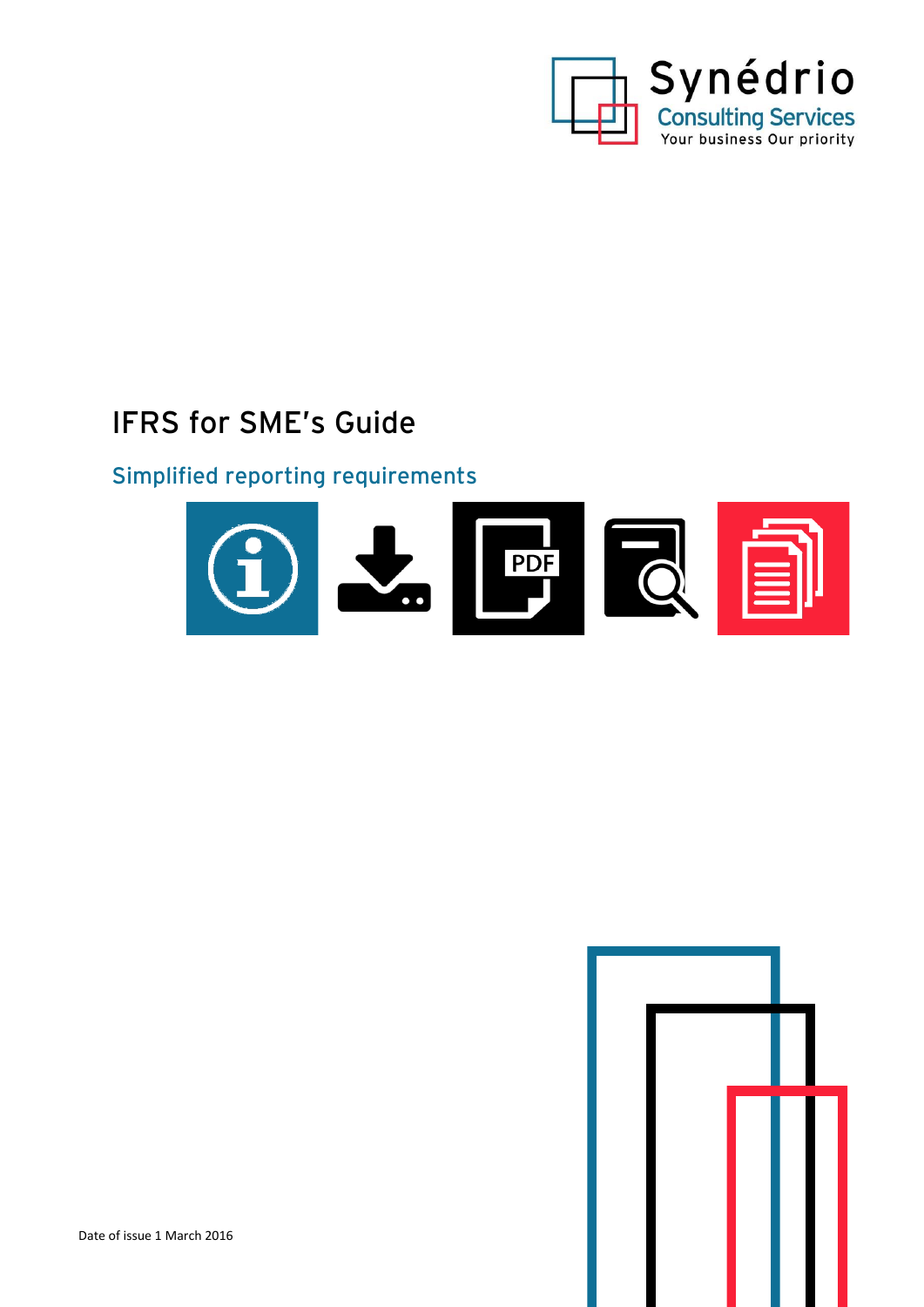Synédrio
Consulting Services
Your business Our priority

# IFRS for SME's Guide

## Simplified reporting requirements

Date of issue 1 March 2016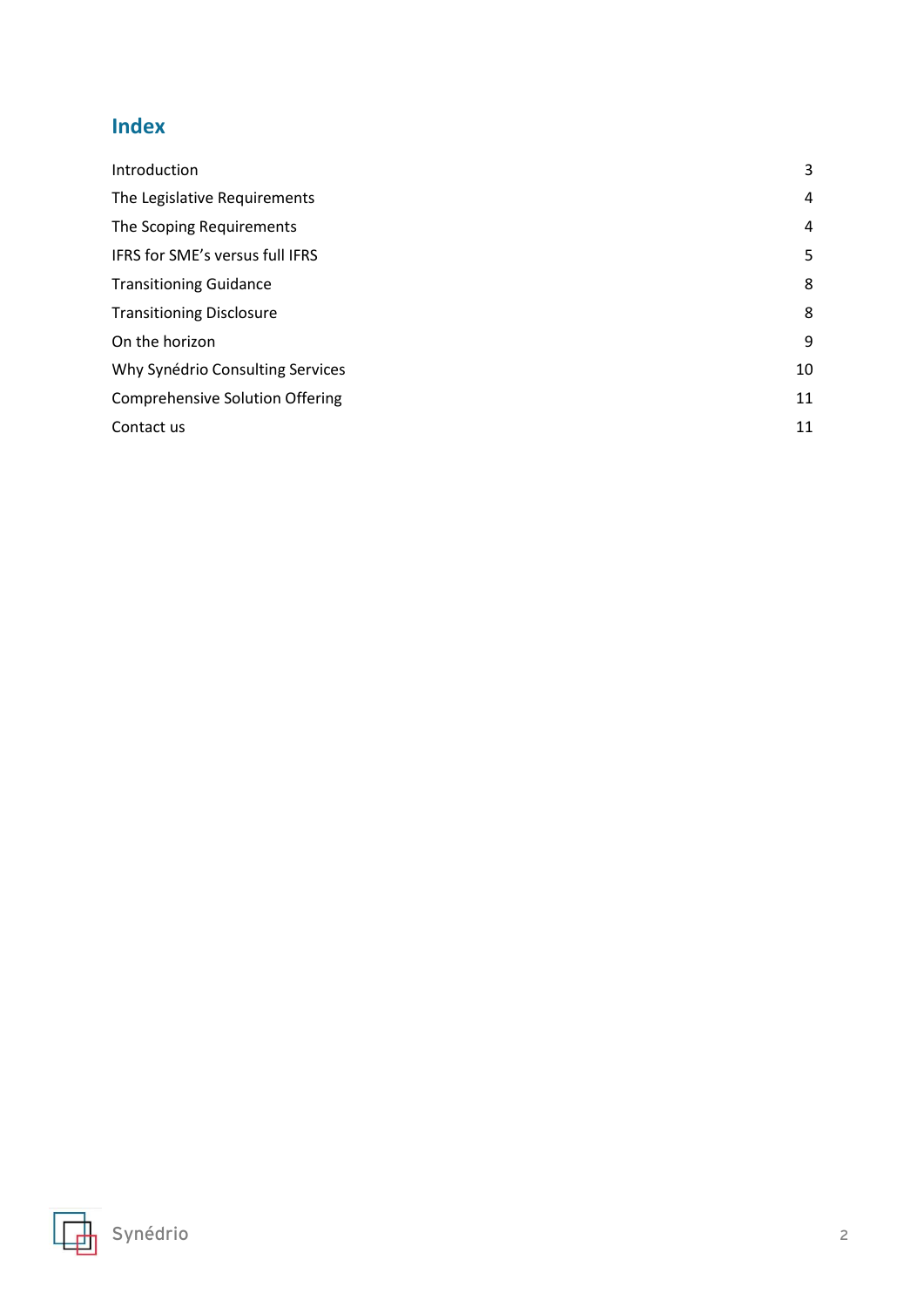## Index

| | |
|---|---|
| Introduction | 3 |
| The Legislative Requirements | 4 |
| The Scoping Requirements | 4 |
| IFRS for SME's versus full IFRS | 5 |
| Transitioning Guidance | 8 |
| Transitioning Disclosure | 8 |
| On the horizon | 9 |
| Why Synédrio Consulting Services | 10 |
| Comprehensive Solution Offering | 11 |
| Contact us | 11 |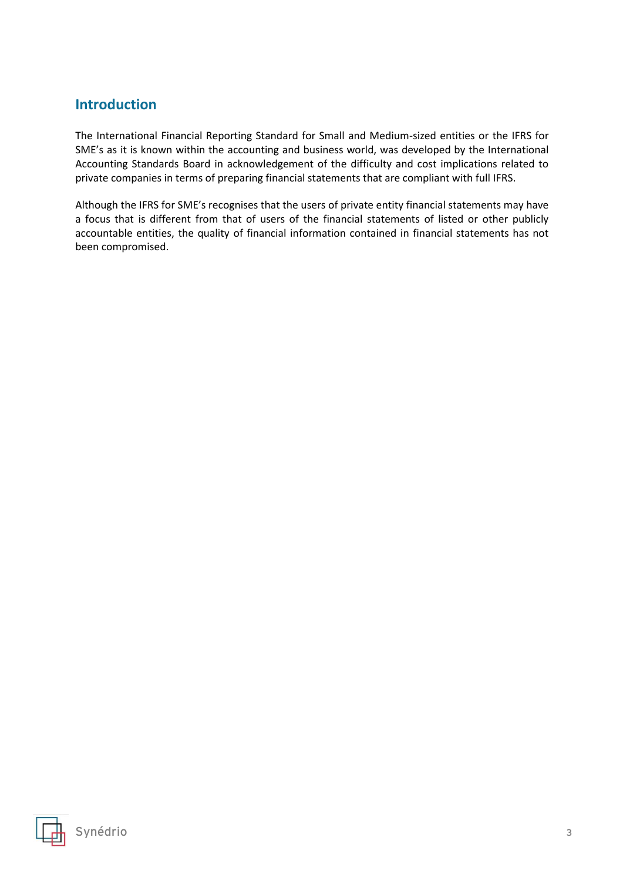## Introduction

The International Financial Reporting Standard for Small and Medium-sized entities or the IFRS for SME's as it is known within the accounting and business world, was developed by the International Accounting Standards Board in acknowledgement of the difficulty and cost implications related to private companies in terms of preparing financial statements that are compliant with full IFRS.

Although the IFRS for SME's recognises that the users of private entity financial statements may have a focus that is different from that of users of the financial statements of listed or other publicly accountable entities, the quality of financial information contained in financial statements has not been compromised.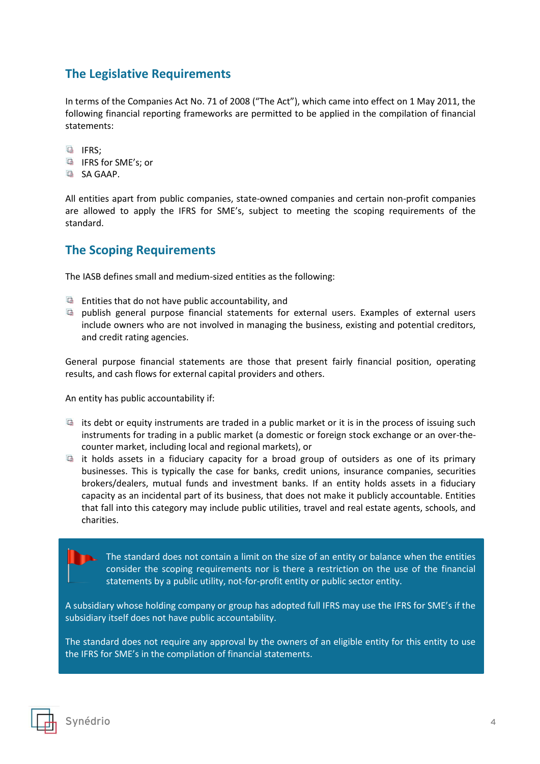## The Legislative Requirements

In terms of the Companies Act No. 71 of 2008 ("The Act"), which came into effect on 1 May 2011, the following financial reporting frameworks are permitted to be applied in the compilation of financial statements:

- IFRS;
- IFRS for SME's; or
- SA GAAP.

All entities apart from public companies, state-owned companies and certain non-profit companies are allowed to apply the IFRS for SME's, subject to meeting the scoping requirements of the standard.

## The Scoping Requirements

The IASB defines small and medium-sized entities as the following:

- Entities that do not have public accountability, and
- publish general purpose financial statements for external users. Examples of external users include owners who are not involved in managing the business, existing and potential creditors, and credit rating agencies.

General purpose financial statements are those that present fairly financial position, operating results, and cash flows for external capital providers and others.

An entity has public accountability if:

- its debt or equity instruments are traded in a public market or it is in the process of issuing such instruments for trading in a public market (a domestic or foreign stock exchange or an over-the-counter market, including local and regional markets), or
- it holds assets in a fiduciary capacity for a broad group of outsiders as one of its primary businesses. This is typically the case for banks, credit unions, insurance companies, securities brokers/dealers, mutual funds and investment banks. If an entity holds assets in a fiduciary capacity as an incidental part of its business, that does not make it publicly accountable. Entities that fall into this category may include public utilities, travel and real estate agents, schools, and charities.

> The standard does not contain a limit on the size of an entity or balance when the entities consider the scoping requirements nor is there a restriction on the use of the financial statements by a public utility, not-for-profit entity or public sector entity.
>
> A subsidiary whose holding company or group has adopted full IFRS may use the IFRS for SME's if the subsidiary itself does not have public accountability.
>
> The standard does not require any approval by the owners of an eligible entity for this entity to use the IFRS for SME's in the compilation of financial statements.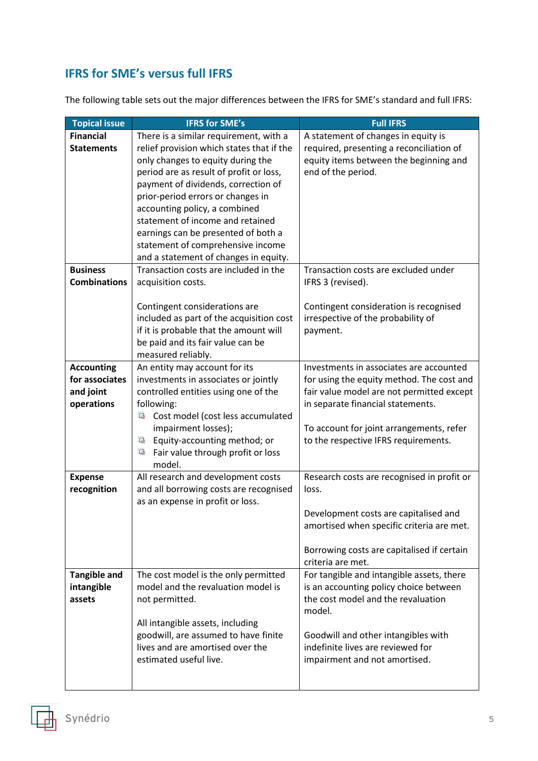## IFRS for SME's versus full IFRS

The following table sets out the major differences between the IFRS for SME's standard and full IFRS:

| Topical issue | IFRS for SME's | Full IFRS |
|---|---|---|
| **Financial Statements** | There is a similar requirement, with a relief provision which states that if the only changes to equity during the period are as result of profit or loss, payment of dividends, correction of prior-period errors or changes in accounting policy, a combined statement of income and retained earnings can be presented of both a statement of comprehensive income and a statement of changes in equity. | A statement of changes in equity is required, presenting a reconciliation of equity items between the beginning and end of the period. |
| **Business Combinations** | Transaction costs are included in the acquisition costs.<br><br>Contingent considerations are included as part of the acquisition cost if it is probable that the amount will be paid and its fair value can be measured reliably. | Transaction costs are excluded under IFRS 3 (revised).<br><br>Contingent consideration is recognised irrespective of the probability of payment. |
| **Accounting for associates and joint operations** | An entity may account for its investments in associates or jointly controlled entities using one of the following:<br>- Cost model (cost less accumulated impairment losses);<br>- Equity-accounting method; or<br>- Fair value through profit or loss model. | Investments in associates are accounted for using the equity method. The cost and fair value model are not permitted except in separate financial statements.<br><br>To account for joint arrangements, refer to the respective IFRS requirements. |
| **Expense recognition** | All research and development costs and all borrowing costs are recognised as an expense in profit or loss. | Research costs are recognised in profit or loss.<br><br>Development costs are capitalised and amortised when specific criteria are met.<br><br>Borrowing costs are capitalised if certain criteria are met. |
| **Tangible and intangible assets** | The cost model is the only permitted model and the revaluation model is not permitted.<br><br>All intangible assets, including goodwill, are assumed to have finite lives and are amortised over the estimated useful live. | For tangible and intangible assets, there is an accounting policy choice between the cost model and the revaluation model.<br><br>Goodwill and other intangibles with indefinite lives are reviewed for impairment and not amortised. |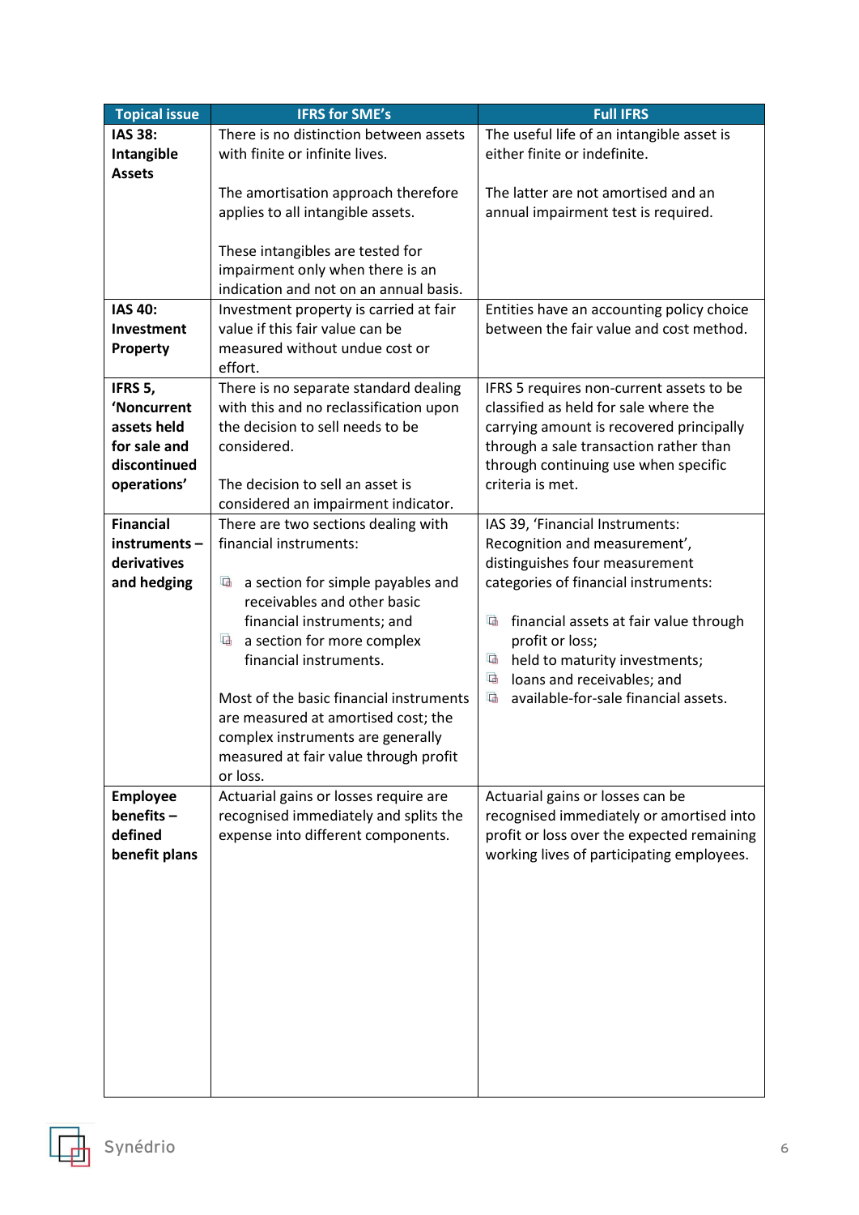| Topical issue | IFRS for SME's | Full IFRS |
|---|---|---|
| **IAS 38: Intangible Assets** | There is no distinction between assets with finite or infinite lives.<br><br>The amortisation approach therefore applies to all intangible assets.<br><br>These intangibles are tested for impairment only when there is an indication and not on an annual basis. | The useful life of an intangible asset is either finite or indefinite.<br><br>The latter are not amortised and an annual impairment test is required. |
| **IAS 40: Investment Property** | Investment property is carried at fair value if this fair value can be measured without undue cost or effort. | Entities have an accounting policy choice between the fair value and cost method. |
| **IFRS 5, 'Noncurrent assets held for sale and discontinued operations'** | There is no separate standard dealing with this and no reclassification upon the decision to sell needs to be considered.<br><br>The decision to sell an asset is considered an impairment indicator. | IFRS 5 requires non-current assets to be classified as held for sale where the carrying amount is recovered principally through a sale transaction rather than through continuing use when specific criteria is met. |
| **Financial instruments – derivatives and hedging** | There are two sections dealing with financial instruments:<br><br>- a section for simple payables and receivables and other basic financial instruments; and<br>- a section for more complex financial instruments.<br><br>Most of the basic financial instruments are measured at amortised cost; the complex instruments are generally measured at fair value through profit or loss. | IAS 39, 'Financial Instruments: Recognition and measurement', distinguishes four measurement categories of financial instruments:<br><br>- financial assets at fair value through profit or loss;<br>- held to maturity investments;<br>- loans and receivables; and<br>- available-for-sale financial assets. |
| **Employee benefits – defined benefit plans** | Actuarial gains or losses require are recognised immediately and splits the expense into different components. | Actuarial gains or losses can be recognised immediately or amortised into profit or loss over the expected remaining working lives of participating employees. |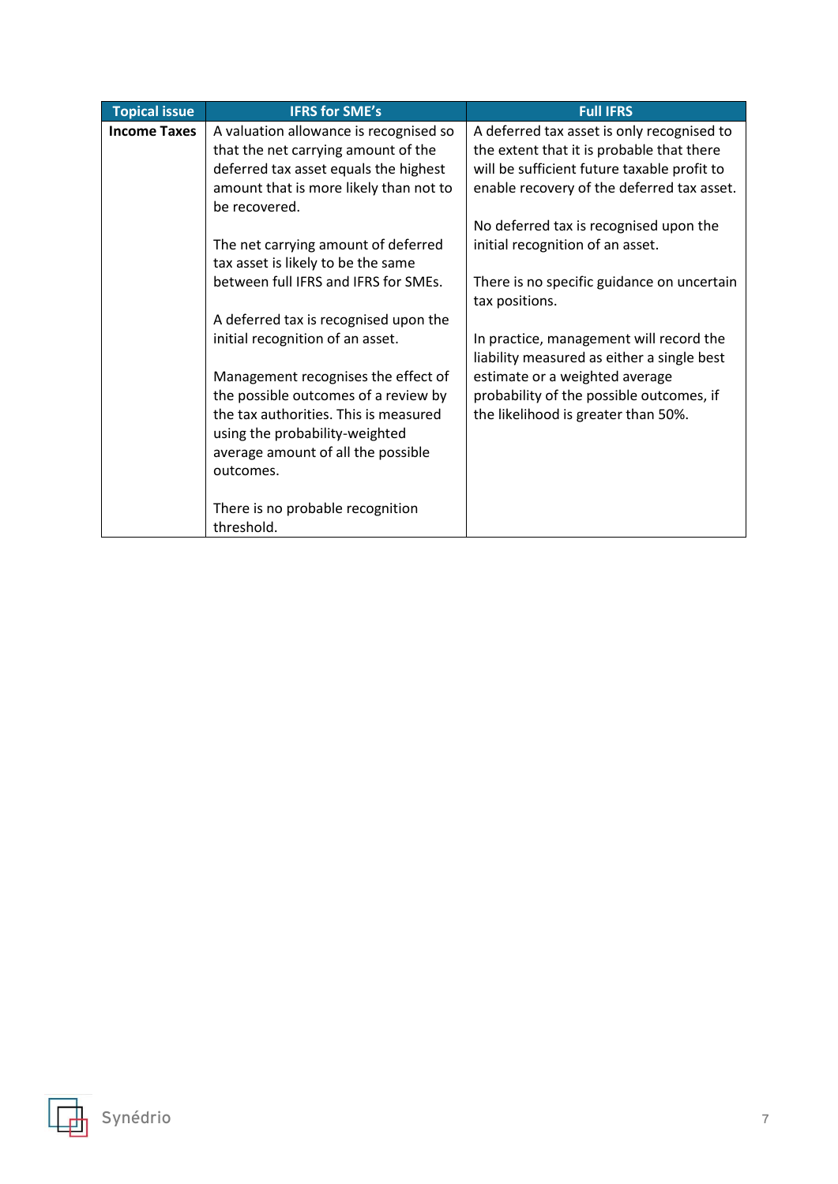| Topical issue | IFRS for SME's | Full IFRS |
|---|---|---|
| **Income Taxes** | A valuation allowance is recognised so that the net carrying amount of the deferred tax asset equals the highest amount that is more likely than not to be recovered.<br><br>The net carrying amount of deferred tax asset is likely to be the same between full IFRS and IFRS for SMEs.<br><br>A deferred tax is recognised upon the initial recognition of an asset.<br><br>Management recognises the effect of the possible outcomes of a review by the tax authorities. This is measured using the probability-weighted average amount of all the possible outcomes.<br><br>There is no probable recognition threshold. | A deferred tax asset is only recognised to the extent that it is probable that there will be sufficient future taxable profit to enable recovery of the deferred tax asset.<br><br>No deferred tax is recognised upon the initial recognition of an asset.<br><br>There is no specific guidance on uncertain tax positions.<br><br>In practice, management will record the liability measured as either a single best estimate or a weighted average probability of the possible outcomes, if the likelihood is greater than 50%. |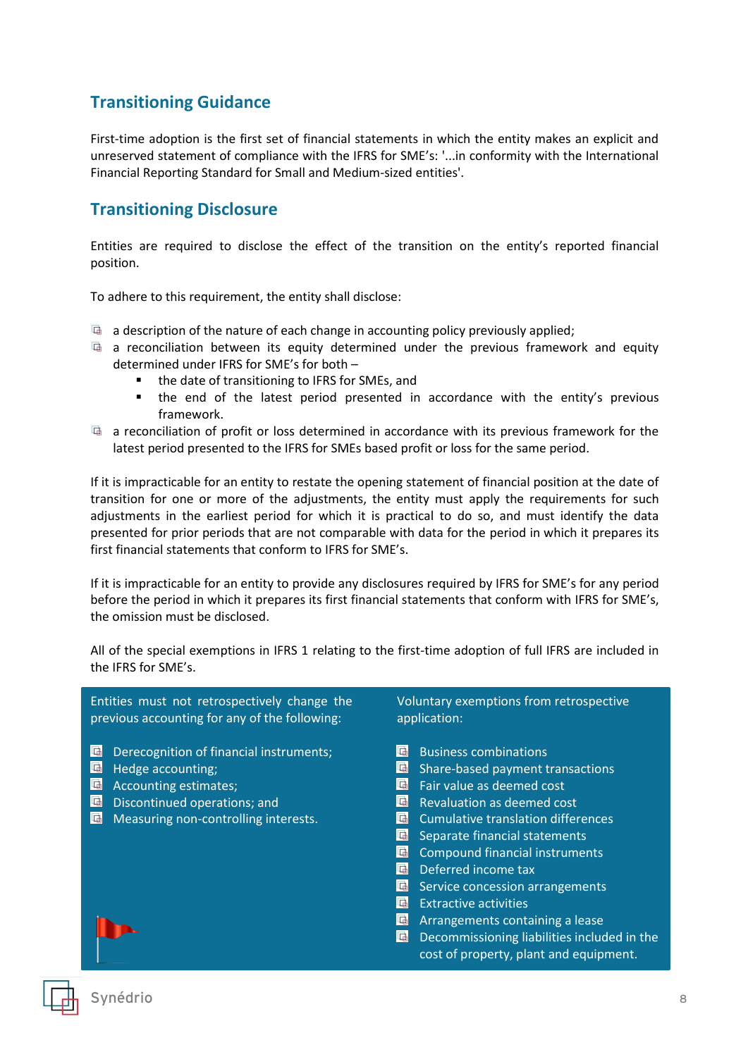## Transitioning Guidance

First-time adoption is the first set of financial statements in which the entity makes an explicit and unreserved statement of compliance with the IFRS for SME's: '...in conformity with the International Financial Reporting Standard for Small and Medium-sized entities'.

## Transitioning Disclosure

Entities are required to disclose the effect of the transition on the entity's reported financial position.

To adhere to this requirement, the entity shall disclose:

- a description of the nature of each change in accounting policy previously applied;
- a reconciliation between its equity determined under the previous framework and equity determined under IFRS for SME's for both –
  - the date of transitioning to IFRS for SMEs, and
  - the end of the latest period presented in accordance with the entity's previous framework.
- a reconciliation of profit or loss determined in accordance with its previous framework for the latest period presented to the IFRS for SMEs based profit or loss for the same period.

If it is impracticable for an entity to restate the opening statement of financial position at the date of transition for one or more of the adjustments, the entity must apply the requirements for such adjustments in the earliest period for which it is practical to do so, and must identify the data presented for prior periods that are not comparable with data for the period in which it prepares its first financial statements that conform to IFRS for SME's.

If it is impracticable for an entity to provide any disclosures required by IFRS for SME's for any period before the period in which it prepares its first financial statements that conform with IFRS for SME's, the omission must be disclosed.

All of the special exemptions in IFRS 1 relating to the first-time adoption of full IFRS are included in the IFRS for SME's.

Entities must not retrospectively change the previous accounting for any of the following:

- Derecognition of financial instruments;
- Hedge accounting;
- Accounting estimates;
- Discontinued operations; and
- Measuring non-controlling interests.

Voluntary exemptions from retrospective application:

- Business combinations
- Share-based payment transactions
- Fair value as deemed cost
- Revaluation as deemed cost
- Cumulative translation differences
- Separate financial statements
- Compound financial instruments
- Deferred income tax
- Service concession arrangements
- Extractive activities
- Arrangements containing a lease
- Decommissioning liabilities included in the cost of property, plant and equipment.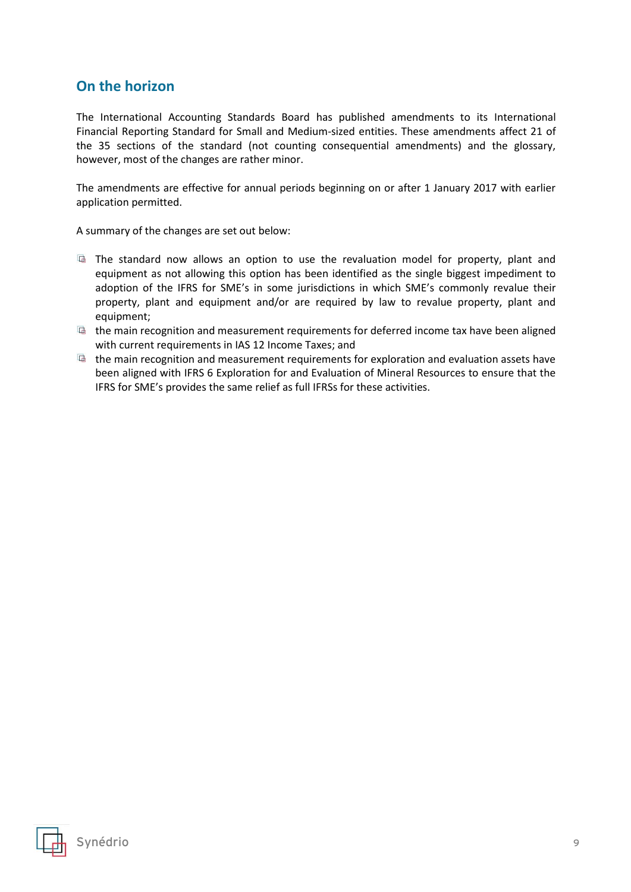## On the horizon

The International Accounting Standards Board has published amendments to its International Financial Reporting Standard for Small and Medium-sized entities. These amendments affect 21 of the 35 sections of the standard (not counting consequential amendments) and the glossary, however, most of the changes are rather minor.

The amendments are effective for annual periods beginning on or after 1 January 2017 with earlier application permitted.

A summary of the changes are set out below:

- The standard now allows an option to use the revaluation model for property, plant and equipment as not allowing this option has been identified as the single biggest impediment to adoption of the IFRS for SME's in some jurisdictions in which SME's commonly revalue their property, plant and equipment and/or are required by law to revalue property, plant and equipment;
- the main recognition and measurement requirements for deferred income tax have been aligned with current requirements in IAS 12 Income Taxes; and
- the main recognition and measurement requirements for exploration and evaluation assets have been aligned with IFRS 6 Exploration for and Evaluation of Mineral Resources to ensure that the IFRS for SME's provides the same relief as full IFRSs for these activities.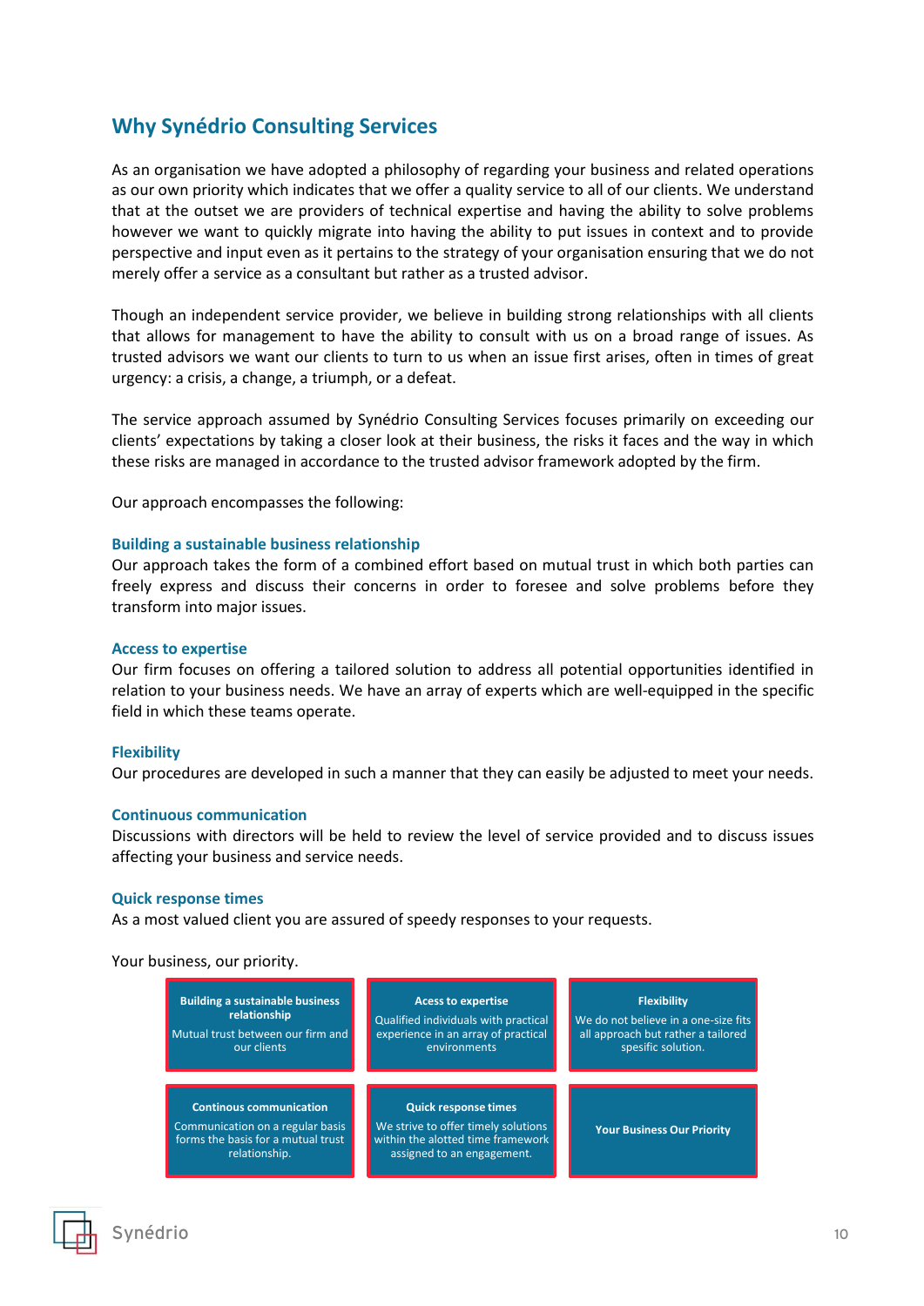## Why Synédrio Consulting Services

As an organisation we have adopted a philosophy of regarding your business and related operations as our own priority which indicates that we offer a quality service to all of our clients. We understand that at the outset we are providers of technical expertise and having the ability to solve problems however we want to quickly migrate into having the ability to put issues in context and to provide perspective and input even as it pertains to the strategy of your organisation ensuring that we do not merely offer a service as a consultant but rather as a trusted advisor.

Though an independent service provider, we believe in building strong relationships with all clients that allows for management to have the ability to consult with us on a broad range of issues. As trusted advisors we want our clients to turn to us when an issue first arises, often in times of great urgency: a crisis, a change, a triumph, or a defeat.

The service approach assumed by Synédrio Consulting Services focuses primarily on exceeding our clients' expectations by taking a closer look at their business, the risks it faces and the way in which these risks are managed in accordance to the trusted advisor framework adopted by the firm.

Our approach encompasses the following:

### Building a sustainable business relationship

Our approach takes the form of a combined effort based on mutual trust in which both parties can freely express and discuss their concerns in order to foresee and solve problems before they transform into major issues.

### Access to expertise

Our firm focuses on offering a tailored solution to address all potential opportunities identified in relation to your business needs. We have an array of experts which are well-equipped in the specific field in which these teams operate.

### Flexibility

Our procedures are developed in such a manner that they can easily be adjusted to meet your needs.

### Continuous communication

Discussions with directors will be held to review the level of service provided and to discuss issues affecting your business and service needs.

### Quick response times

As a most valued client you are assured of speedy responses to your requests.

Your business, our priority.

| | | |
|---|---|---|
| **Building a sustainable business relationship**<br>Mutual trust between our firm and our clients | **Acess to expertise**<br>Qualified individuals with practical experience in an array of practical environments | **Flexibility**<br>We do not believe in a one-size fits all approach but rather a tailored spesific solution. |
| **Continous communication**<br>Communication on a regular basis forms the basis for a mutual trust relationship. | **Quick response times**<br>We strive to offer timely solutions within the alotted time framework assigned to an engagement. | **Your Business Our Priority** |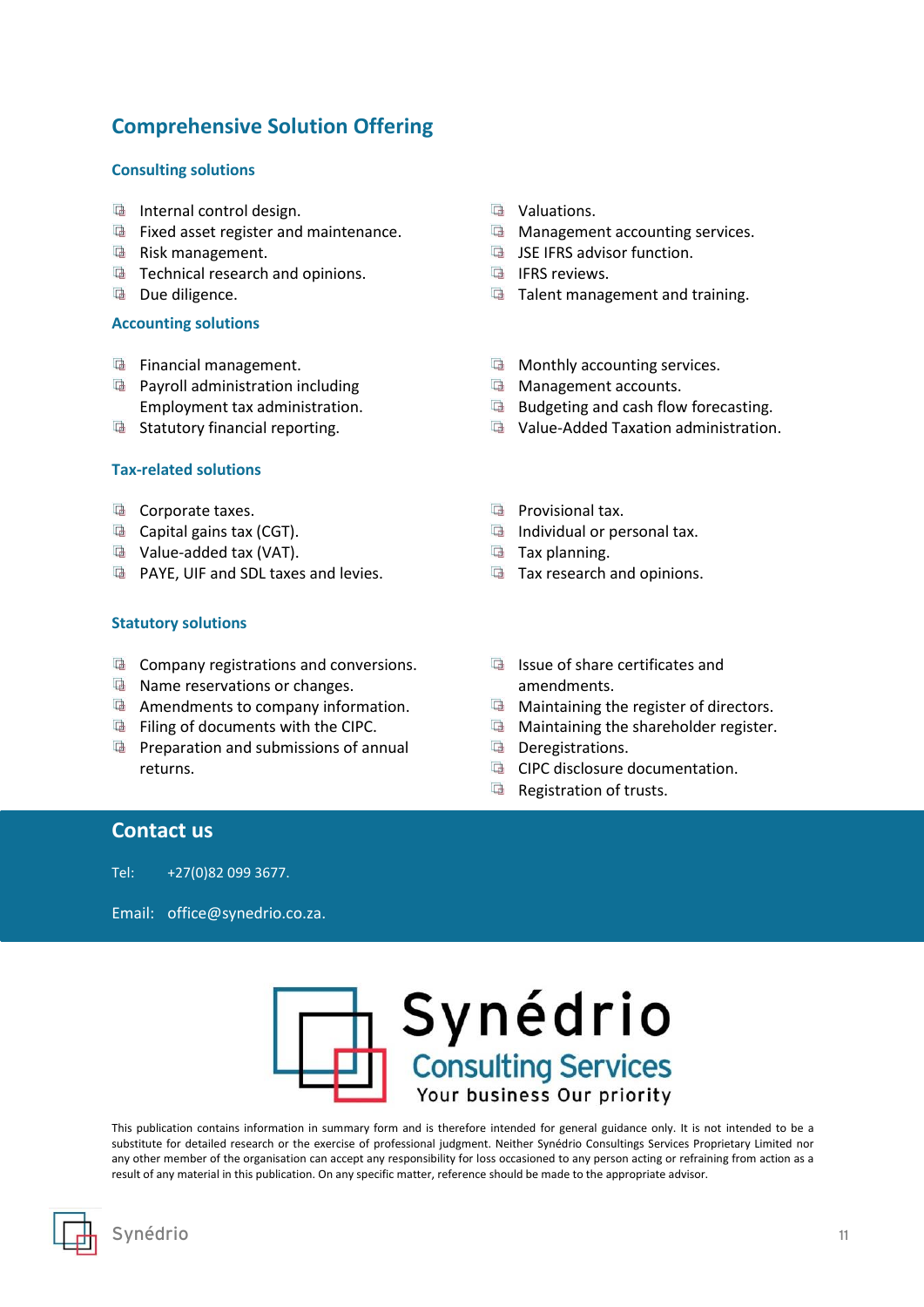## Comprehensive Solution Offering

### Consulting solutions

- Internal control design.
- Fixed asset register and maintenance.
- Risk management.
- Technical research and opinions.
- Due diligence.
- Valuations.
- Management accounting services.
- JSE IFRS advisor function.
- IFRS reviews.
- Talent management and training.

### Accounting solutions

- Financial management.
- Payroll administration including Employment tax administration.
- Statutory financial reporting.
- Monthly accounting services.
- Management accounts.
- Budgeting and cash flow forecasting.
- Value-Added Taxation administration.

### Tax-related solutions

- Corporate taxes.
- Capital gains tax (CGT).
- Value-added tax (VAT).
- PAYE, UIF and SDL taxes and levies.
- Provisional tax.
- Individual or personal tax.
- Tax planning.
- Tax research and opinions.

### Statutory solutions

- Company registrations and conversions.
- Name reservations or changes.
- Amendments to company information.
- Filing of documents with the CIPC.
- Preparation and submissions of annual returns.
- Issue of share certificates and amendments.
- Maintaining the register of directors.
- Maintaining the shareholder register.
- Deregistrations.
- CIPC disclosure documentation.
- Registration of trusts.

## Contact us

Tel: +27(0)82 099 3677.

Email: office@synedrio.co.za.

Synédrio
Consulting Services
Your business Our priority

This publication contains information in summary form and is therefore intended for general guidance only. It is not intended to be a substitute for detailed research or the exercise of professional judgment. Neither Synédrio Consultings Services Proprietary Limited nor any other member of the organisation can accept any responsibility for loss occasioned to any person acting or refraining from action as a result of any material in this publication. On any specific matter, reference should be made to the appropriate advisor.